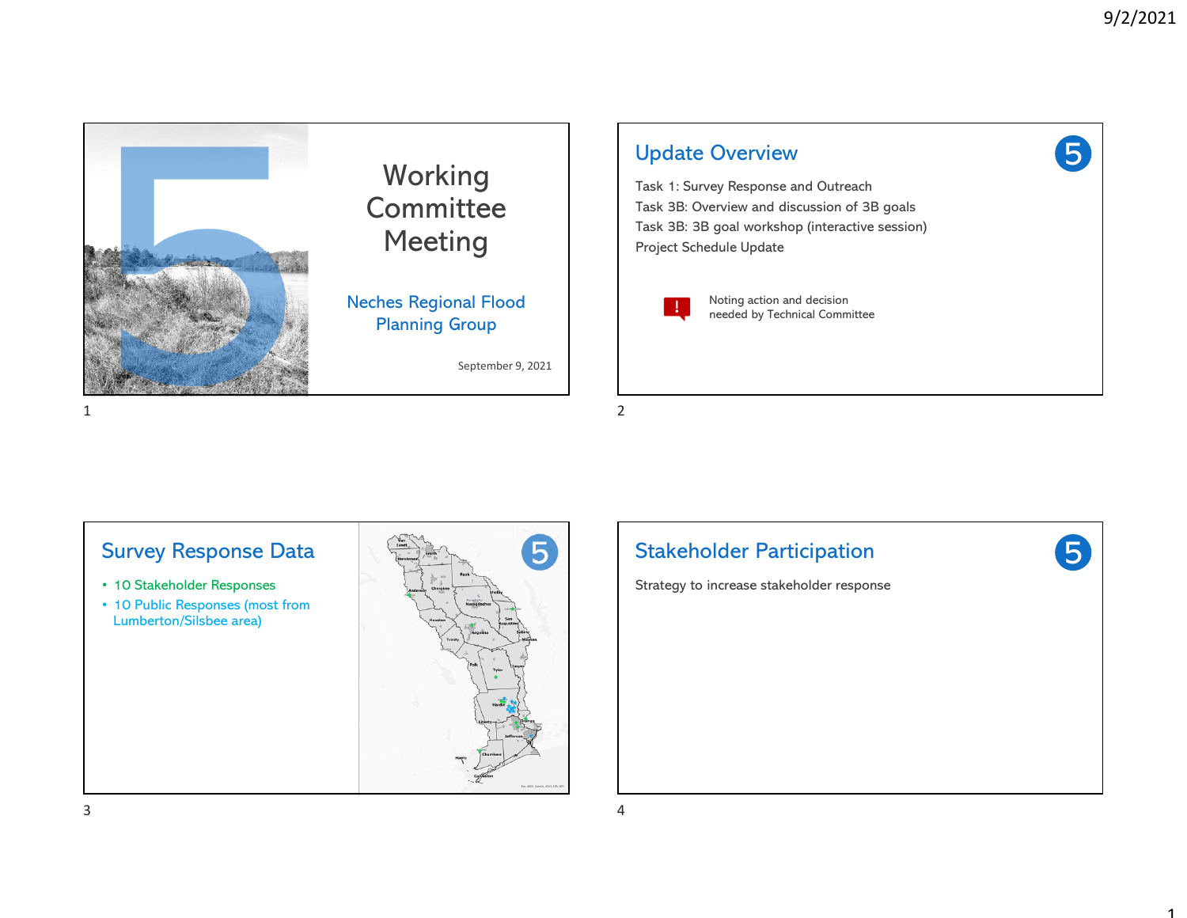# Working Committee Meeting

Neches Regional Flood Planning Group

September 9, 2021

## Update Overview

Task 1: Survey Response and Outreach

Task 3B: Overview and discussion of 3B goals

Task 3B: 3B goal workshop (interactive session)

Project Schedule Update

Noting action and decision needed by Technical Committee

## Survey Response Data

- 10 Stakeholder Responses
- 10 Public Responses (most from Lumberton/Silsbee area)

## Stakeholder Participation

Strategy to increase stakeholder response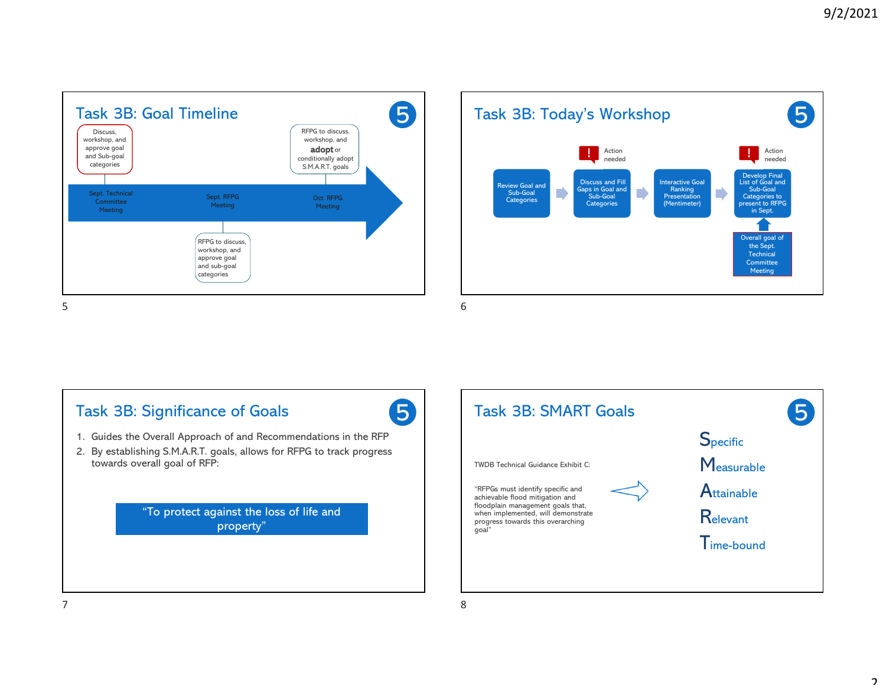## Task 3B: Goal Timeline

5

- Sept. Technical Committee Meeting — Discuss, workshop, and approve goal and Sub-goal categories
- Sept. RFPG Meeting — RFPG to discuss, workshop, and approve goal and sub-goal categories
- Oct. RFPG Meeting — RFPG to discuss, workshop, and **adopt** or conditionally adopt S.M.A.R.T. goals

## Task 3B: Today's Workshop

5

Review Goal and Sub-Goal Categories → Discuss and Fill Gaps in Goal and Sub-Goal Categories (Action needed) → Interactive Goal Ranking Presentation (Mentimeter) → Develop Final List of Goal and Sub-Goal Categories to present to RFPG in Sept. (Action needed)

Overall goal of the Sept. Technical Committee Meeting

## Task 3B: Significance of Goals

5

1. Guides the Overall Approach of and Recommendations in the RFP
2. By establishing S.M.A.R.T. goals, allows for RFPG to track progress towards overall goal of RFP:

"To protect against the loss of life and property"

## Task 3B: SMART Goals

5

TWDB Technical Guidance Exhibit C:

"RFPGs must identify specific and achievable flood mitigation and floodplain management goals that, when implemented, will demonstrate progress towards this overarching goal"

- **S**pecific
- **M**easurable
- **A**ttainable
- **R**elevant
- **T**ime-bound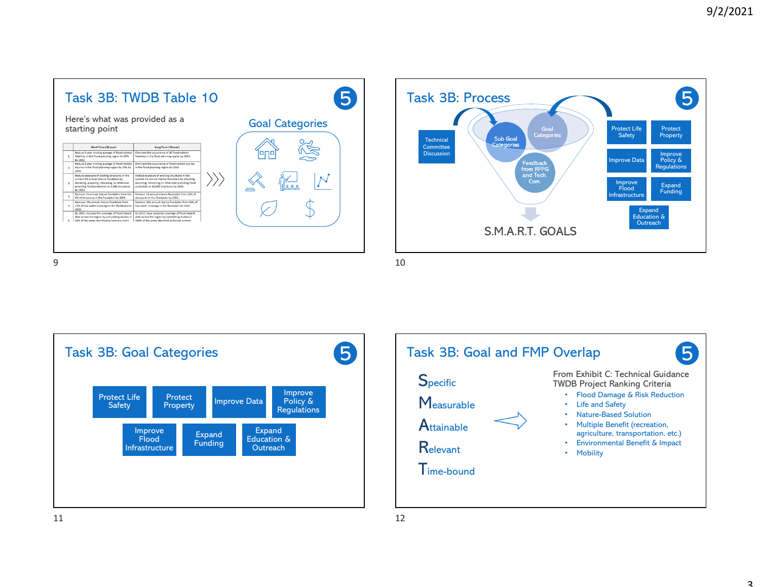## Task 3B: TWDB Table 10

Here's what was provided as a starting point

| | Short Term (10 year) | Long Term (30 year) |
|---|---|---|
| 1. | Reduce 5-year moving average of flood-related fatalities in the flood planning region by 50% by 2033. | Eliminate the occurrence of all flood-related fatalities in the flood planning region by 2053. |
| 2. | Reduce 5-year moving average of flood-related injuries in the flood planning region by 75% by 2033. | Eliminate the occurrence of flood-related injuries in the flood planning region by 2053. |
| 3. | Reduce exposure of existing structures in the current 1% annual chance floodplain by elevating, acquiring, relocating, or otherwise providing flood protection to 1,000 structures by 2033. | Reduce exposure of existing structures in the current 1% annual chance floodplain by elevating, acquiring, relocating, or otherwise providing flood protection to 10,000 structures by 2053. |
| 4. | Remove 1% annual chance floodplain from the 5% of structures in the floodplain by 2033. | Remove 1% annual chance floodplain from 20% of structures in the floodplain by 2053. |
| 5. | Remove 10% annual chance floodplain from 15% of low water crossings in the floodplain by 2033. | Remove 10% annual chance floodplain from 50% of low water crossings in the floodplain by 2053. |
| 6. | By 2033, increase the coverage of flood hazard data across the region by completing studies in 50% of the areas identified as having current | By 2053, have complete coverage of flood hazard data across the region by completing studies in 100% of the areas identified as having current |

Goal Categories

## Task 3B: Process

- Technical Committee Discussion
- Sub Goal Categories
- Goal Categories
- Feedback from RFPG and Tech. Com.

S.M.A.R.T. GOALS

- Protect Life Safety
- Protect Property
- Improve Data
- Improve Policy & Regulations
- Improve Flood Infrastructure
- Expand Funding
- Expand Education & Outreach

## Task 3B: Goal Categories

- Protect Life Safety
- Protect Property
- Improve Data
- Improve Policy & Regulations
- Improve Flood Infrastructure
- Expand Funding
- Expand Education & Outreach

## Task 3B: Goal and FMP Overlap

- **S**pecific
- **M**easurable
- **A**ttainable
- **R**elevant
- **T**ime-bound

From Exhibit C: Technical Guidance TWDB Project Ranking Criteria

- Flood Damage & Risk Reduction
- Life and Safety
- Nature-Based Solution
- Multiple Benefit (recreation, agriculture, transportation, etc.)
- Environmental Benefit & Impact
- Mobility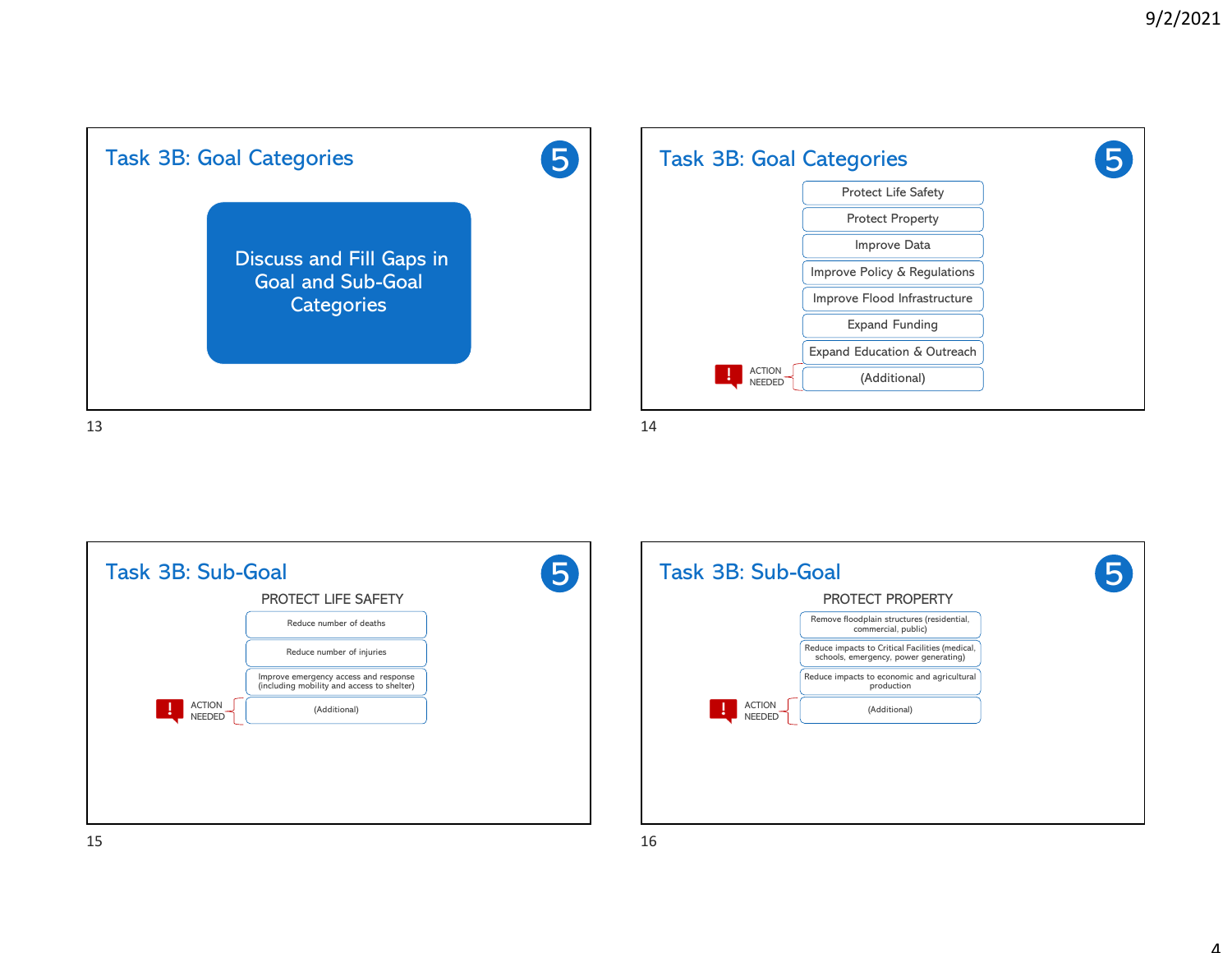## Task 3B: Goal Categories

Discuss and Fill Gaps in Goal and Sub-Goal Categories

## Task 3B: Goal Categories

- Protect Life Safety
- Protect Property
- Improve Data
- Improve Policy & Regulations
- Improve Flood Infrastructure
- Expand Funding
- Expand Education & Outreach
- (Additional) — ACTION NEEDED

## Task 3B: Sub-Goal

PROTECT LIFE SAFETY

- Reduce number of deaths
- Reduce number of injuries
- Improve emergency access and response (including mobility and access to shelter)
- (Additional) — ACTION NEEDED

## Task 3B: Sub-Goal

PROTECT PROPERTY

- Remove floodplain structures (residential, commercial, public)
- Reduce impacts to Critical Facilities (medical, schools, emergency, power generating)
- Reduce impacts to economic and agricultural production
- (Additional) — ACTION NEEDED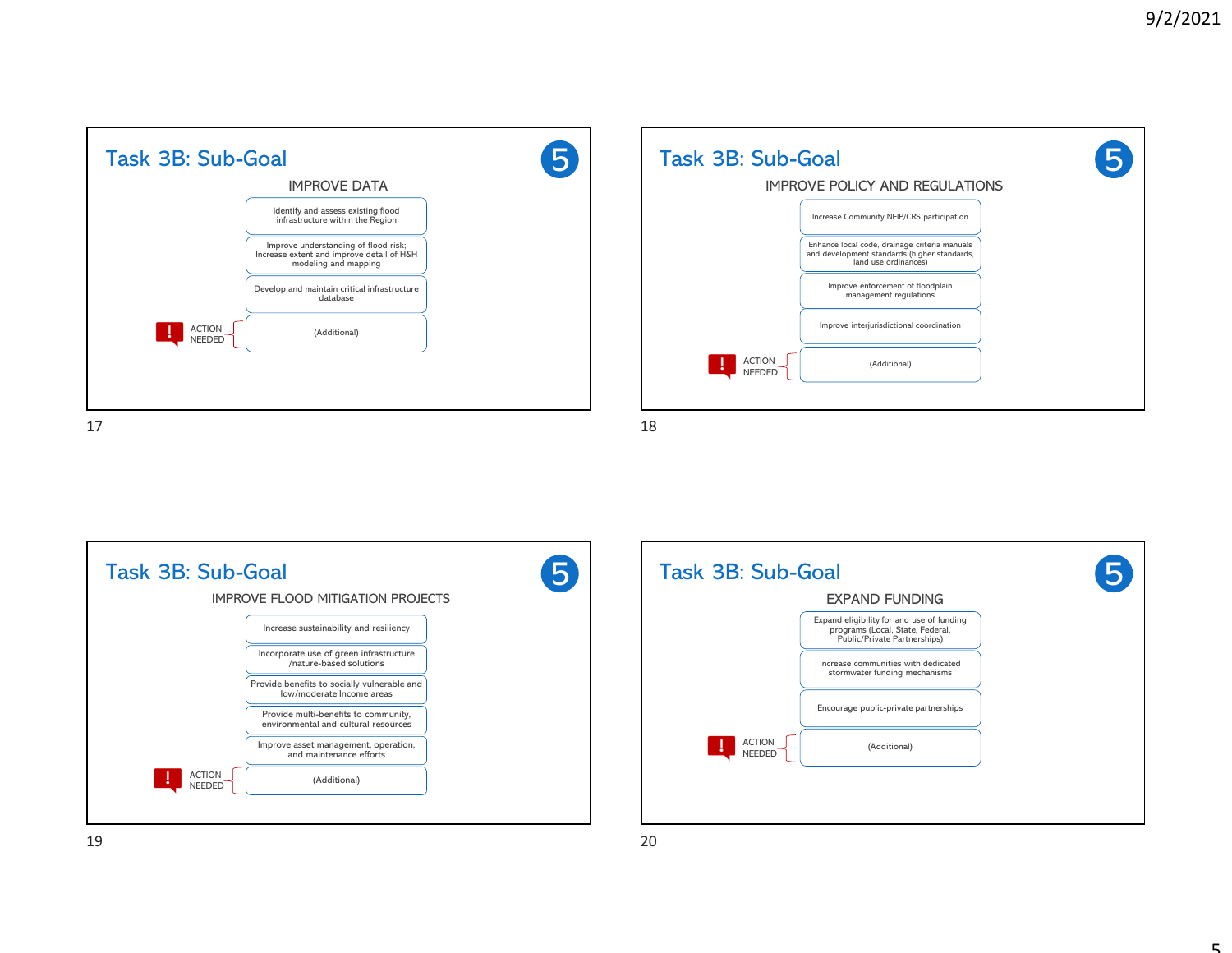## Task 3B: Sub-Goal

5

### IMPROVE DATA

- Identify and assess existing flood infrastructure within the Region
- Improve understanding of flood risk; Increase extent and improve detail of H&H modeling and mapping
- Develop and maintain critical infrastructure database
- (Additional)

! ACTION NEEDED

## Task 3B: Sub-Goal

5

### IMPROVE POLICY AND REGULATIONS

- Increase Community NFIP/CRS participation
- Enhance local code, drainage criteria manuals and development standards (higher standards, land use ordinances)
- Improve enforcement of floodplain management regulations
- Improve interjurisdictional coordination
- (Additional)

! ACTION NEEDED

## Task 3B: Sub-Goal

5

### IMPROVE FLOOD MITIGATION PROJECTS

- Increase sustainability and resiliency
- Incorporate use of green infrastructure /nature-based solutions
- Provide benefits to socially vulnerable and low/moderate Income areas
- Provide multi-benefits to community, environmental and cultural resources
- Improve asset management, operation, and maintenance efforts
- (Additional)

! ACTION NEEDED

## Task 3B: Sub-Goal

5

### EXPAND FUNDING

- Expand eligibility for and use of funding programs (Local, State, Federal, Public/Private Partnerships)
- Increase communities with dedicated stormwater funding mechanisms
- Encourage public-private partnerships
- (Additional)

! ACTION NEEDED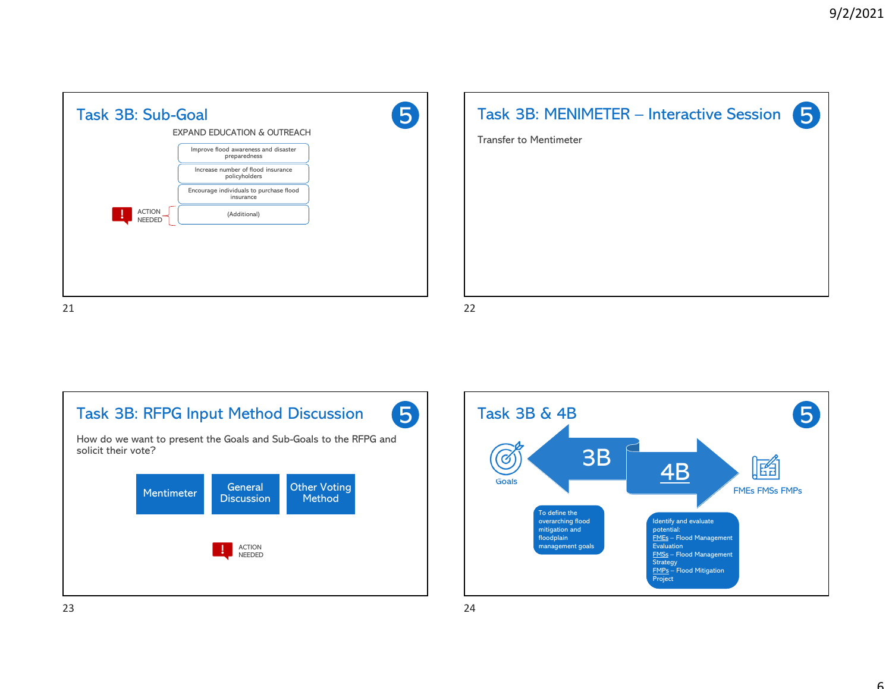## Task 3B: Sub-Goal

5

EXPAND EDUCATION & OUTREACH

- Improve flood awareness and disaster preparedness
- Increase number of flood insurance policyholders
- Encourage individuals to purchase flood insurance
- (Additional)

ACTION NEEDED

## Task 3B: MENIMETER – Interactive Session

5

Transfer to Mentimeter

## Task 3B: RFPG Input Method Discussion

5

How do we want to present the Goals and Sub-Goals to the RFPG and solicit their vote?

Mentimeter | General Discussion | Other Voting Method

ACTION NEEDED

## Task 3B & 4B

5

Goals

3B

4B

FMEs FMSs FMPs

To define the overarching flood mitigation and floodplain management goals

Identify and evaluate potential:
FMEs – Flood Management Evaluation
FMSs – Flood Management Strategy
FMPs – Flood Mitigation Project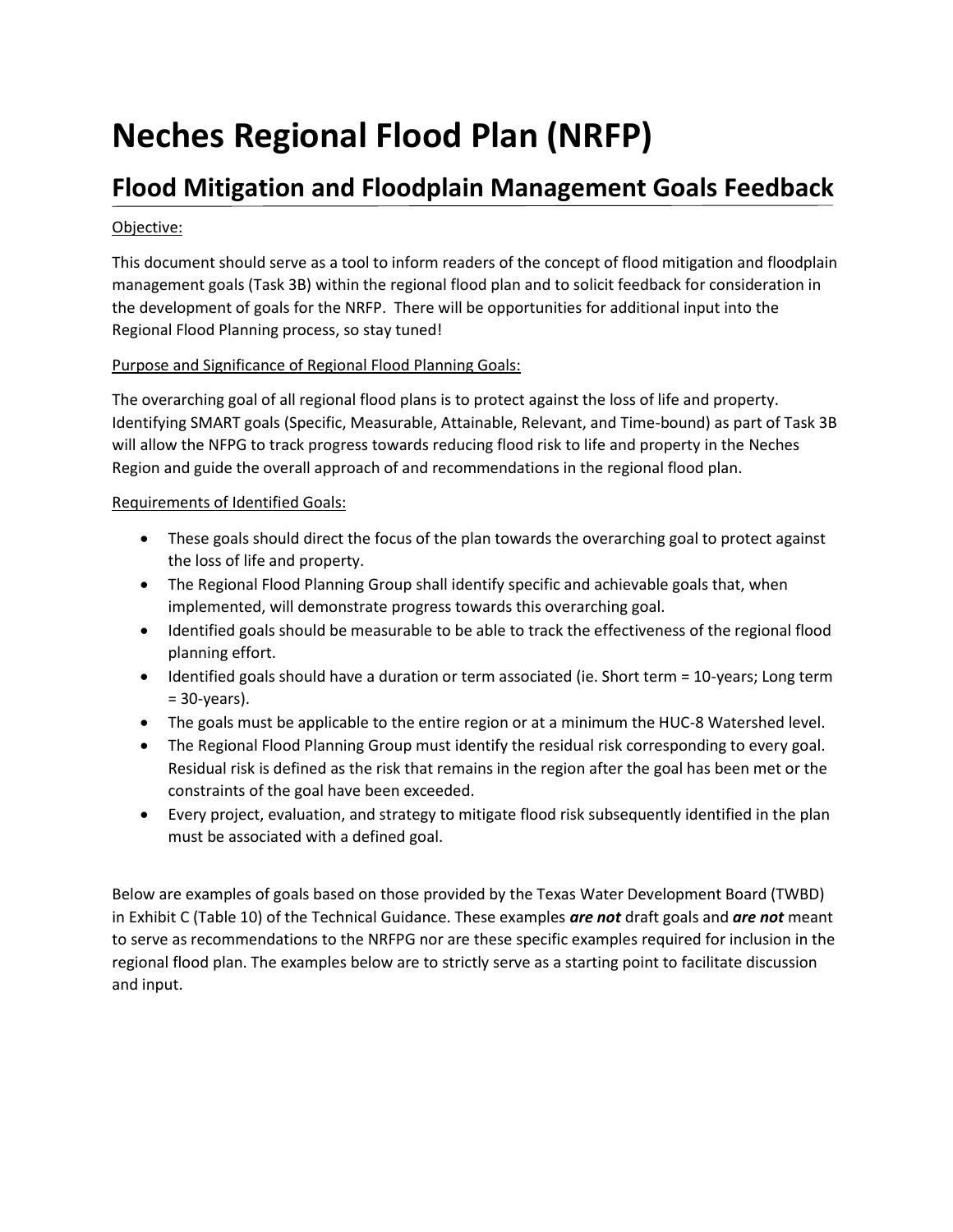# Neches Regional Flood Plan (NRFP)

## Flood Mitigation and Floodplain Management Goals Feedback

Objective:

This document should serve as a tool to inform readers of the concept of flood mitigation and floodplain management goals (Task 3B) within the regional flood plan and to solicit feedback for consideration in the development of goals for the NRFP. There will be opportunities for additional input into the Regional Flood Planning process, so stay tuned!

Purpose and Significance of Regional Flood Planning Goals:

The overarching goal of all regional flood plans is to protect against the loss of life and property. Identifying SMART goals (Specific, Measurable, Attainable, Relevant, and Time-bound) as part of Task 3B will allow the NFPG to track progress towards reducing flood risk to life and property in the Neches Region and guide the overall approach of and recommendations in the regional flood plan.

Requirements of Identified Goals:

- These goals should direct the focus of the plan towards the overarching goal to protect against the loss of life and property.
- The Regional Flood Planning Group shall identify specific and achievable goals that, when implemented, will demonstrate progress towards this overarching goal.
- Identified goals should be measurable to be able to track the effectiveness of the regional flood planning effort.
- Identified goals should have a duration or term associated (ie. Short term = 10-years; Long term = 30-years).
- The goals must be applicable to the entire region or at a minimum the HUC-8 Watershed level.
- The Regional Flood Planning Group must identify the residual risk corresponding to every goal. Residual risk is defined as the risk that remains in the region after the goal has been met or the constraints of the goal have been exceeded.
- Every project, evaluation, and strategy to mitigate flood risk subsequently identified in the plan must be associated with a defined goal.

Below are examples of goals based on those provided by the Texas Water Development Board (TWBD) in Exhibit C (Table 10) of the Technical Guidance. These examples ***are not*** draft goals and ***are not*** meant to serve as recommendations to the NRFPG nor are these specific examples required for inclusion in the regional flood plan. The examples below are to strictly serve as a starting point to facilitate discussion and input.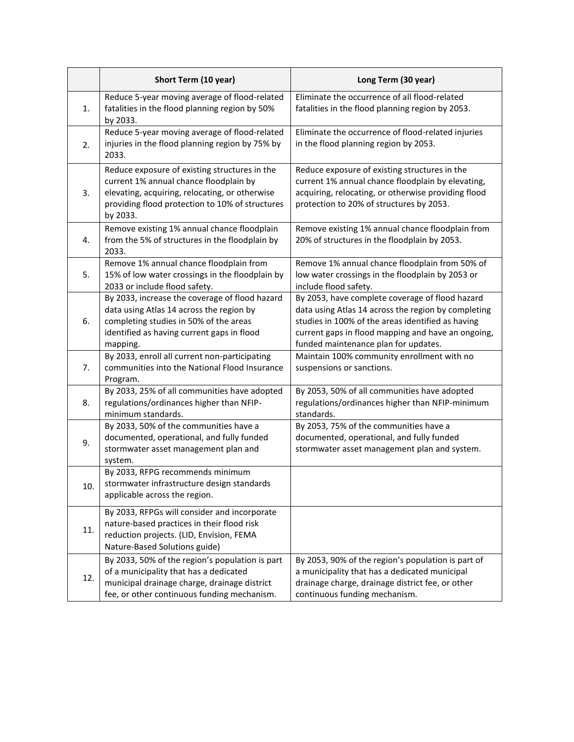| | Short Term (10 year) | Long Term (30 year) |
|---|---|---|
| 1. | Reduce 5-year moving average of flood-related fatalities in the flood planning region by 50% by 2033. | Eliminate the occurrence of all flood-related fatalities in the flood planning region by 2053. |
| 2. | Reduce 5-year moving average of flood-related injuries in the flood planning region by 75% by 2033. | Eliminate the occurrence of flood-related injuries in the flood planning region by 2053. |
| 3. | Reduce exposure of existing structures in the current 1% annual chance floodplain by elevating, acquiring, relocating, or otherwise providing flood protection to 10% of structures by 2033. | Reduce exposure of existing structures in the current 1% annual chance floodplain by elevating, acquiring, relocating, or otherwise providing flood protection to 20% of structures by 2053. |
| 4. | Remove existing 1% annual chance floodplain from the 5% of structures in the floodplain by 2033. | Remove existing 1% annual chance floodplain from 20% of structures in the floodplain by 2053. |
| 5. | Remove 1% annual chance floodplain from 15% of low water crossings in the floodplain by 2033 or include flood safety. | Remove 1% annual chance floodplain from 50% of low water crossings in the floodplain by 2053 or include flood safety. |
| 6. | By 2033, increase the coverage of flood hazard data using Atlas 14 across the region by completing studies in 50% of the areas identified as having current gaps in flood mapping. | By 2053, have complete coverage of flood hazard data using Atlas 14 across the region by completing studies in 100% of the areas identified as having current gaps in flood mapping and have an ongoing, funded maintenance plan for updates. |
| 7. | By 2033, enroll all current non-participating communities into the National Flood Insurance Program. | Maintain 100% community enrollment with no suspensions or sanctions. |
| 8. | By 2033, 25% of all communities have adopted regulations/ordinances higher than NFIP-minimum standards. | By 2053, 50% of all communities have adopted regulations/ordinances higher than NFIP-minimum standards. |
| 9. | By 2033, 50% of the communities have a documented, operational, and fully funded stormwater asset management plan and system. | By 2053, 75% of the communities have a documented, operational, and fully funded stormwater asset management plan and system. |
| 10. | By 2033, RFPG recommends minimum stormwater infrastructure design standards applicable across the region. | |
| 11. | By 2033, RFPGs will consider and incorporate nature-based practices in their flood risk reduction projects. (LID, Envision, FEMA Nature-Based Solutions guide) | |
| 12. | By 2033, 50% of the region's population is part of a municipality that has a dedicated municipal drainage charge, drainage district fee, or other continuous funding mechanism. | By 2053, 90% of the region's population is part of a municipality that has a dedicated municipal drainage charge, drainage district fee, or other continuous funding mechanism. |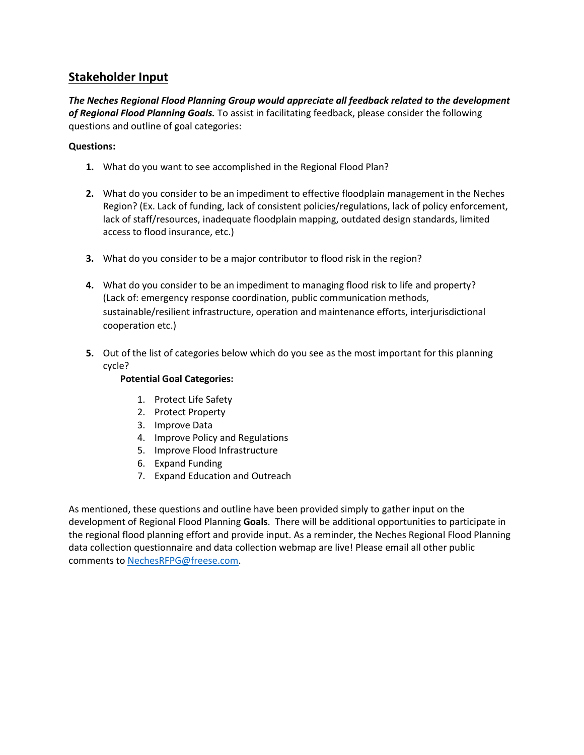## Stakeholder Input

***The Neches Regional Flood Planning Group would appreciate all feedback related to the development of Regional Flood Planning Goals.*** To assist in facilitating feedback, please consider the following questions and outline of goal categories:

**Questions:**

1. What do you want to see accomplished in the Regional Flood Plan?

2. What do you consider to be an impediment to effective floodplain management in the Neches Region? (Ex. Lack of funding, lack of consistent policies/regulations, lack of policy enforcement, lack of staff/resources, inadequate floodplain mapping, outdated design standards, limited access to flood insurance, etc.)

3. What do you consider to be a major contributor to flood risk in the region?

4. What do you consider to be an impediment to managing flood risk to life and property? (Lack of: emergency response coordination, public communication methods, sustainable/resilient infrastructure, operation and maintenance efforts, interjurisdictional cooperation etc.)

5. Out of the list of categories below which do you see as the most important for this planning cycle?

   **Potential Goal Categories:**

   1. Protect Life Safety
   2. Protect Property
   3. Improve Data
   4. Improve Policy and Regulations
   5. Improve Flood Infrastructure
   6. Expand Funding
   7. Expand Education and Outreach

As mentioned, these questions and outline have been provided simply to gather input on the development of Regional Flood Planning **Goals**. There will be additional opportunities to participate in the regional flood planning effort and provide input. As a reminder, the Neches Regional Flood Planning data collection questionnaire and data collection webmap are live! Please email all other public comments to NechesRFPG@freese.com.